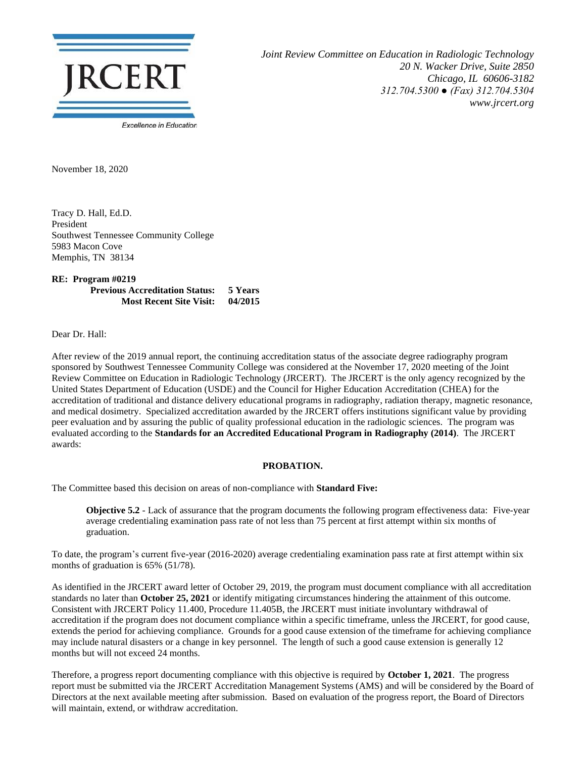JRCERT

Excellence in Education

*Joint Review Committee on Education in Radiologic Technology*
*20 N. Wacker Drive, Suite 2850*
*Chicago, IL 60606-3182*
*312.704.5300 ● (Fax) 312.704.5304*
*www.jrcert.org*

November 18, 2020

Tracy D. Hall, Ed.D.
President
Southwest Tennessee Community College
5983 Macon Cove
Memphis, TN 38134

**RE: Program #0219**
**Previous Accreditation Status: 5 Years**
**Most Recent Site Visit: 04/2015**

Dear Dr. Hall:

After review of the 2019 annual report, the continuing accreditation status of the associate degree radiography program sponsored by Southwest Tennessee Community College was considered at the November 17, 2020 meeting of the Joint Review Committee on Education in Radiologic Technology (JRCERT). The JRCERT is the only agency recognized by the United States Department of Education (USDE) and the Council for Higher Education Accreditation (CHEA) for the accreditation of traditional and distance delivery educational programs in radiography, radiation therapy, magnetic resonance, and medical dosimetry. Specialized accreditation awarded by the JRCERT offers institutions significant value by providing peer evaluation and by assuring the public of quality professional education in the radiologic sciences. The program was evaluated according to the **Standards for an Accredited Educational Program in Radiography (2014)**. The JRCERT awards:

**PROBATION.**

The Committee based this decision on areas of non-compliance with **Standard Five:**

> **Objective 5.2** - Lack of assurance that the program documents the following program effectiveness data: Five-year average credentialing examination pass rate of not less than 75 percent at first attempt within six months of graduation.

To date, the program's current five-year (2016-2020) average credentialing examination pass rate at first attempt within six months of graduation is 65% (51/78).

As identified in the JRCERT award letter of October 29, 2019, the program must document compliance with all accreditation standards no later than **October 25, 2021** or identify mitigating circumstances hindering the attainment of this outcome. Consistent with JRCERT Policy 11.400, Procedure 11.405B, the JRCERT must initiate involuntary withdrawal of accreditation if the program does not document compliance within a specific timeframe, unless the JRCERT, for good cause, extends the period for achieving compliance. Grounds for a good cause extension of the timeframe for achieving compliance may include natural disasters or a change in key personnel. The length of such a good cause extension is generally 12 months but will not exceed 24 months.

Therefore, a progress report documenting compliance with this objective is required by **October 1, 2021**. The progress report must be submitted via the JRCERT Accreditation Management Systems (AMS) and will be considered by the Board of Directors at the next available meeting after submission. Based on evaluation of the progress report, the Board of Directors will maintain, extend, or withdraw accreditation.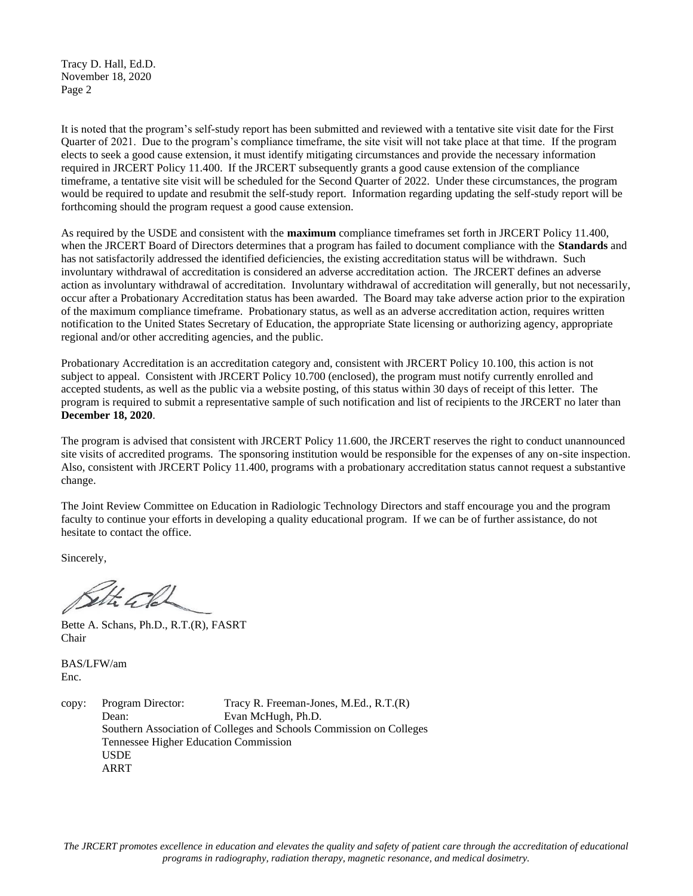It is noted that the program's self-study report has been submitted and reviewed with a tentative site visit date for the First Quarter of 2021. Due to the program's compliance timeframe, the site visit will not take place at that time. If the program elects to seek a good cause extension, it must identify mitigating circumstances and provide the necessary information required in JRCERT Policy 11.400. If the JRCERT subsequently grants a good cause extension of the compliance timeframe, a tentative site visit will be scheduled for the Second Quarter of 2022. Under these circumstances, the program would be required to update and resubmit the self-study report. Information regarding updating the self-study report will be forthcoming should the program request a good cause extension.

As required by the USDE and consistent with the **maximum** compliance timeframes set forth in JRCERT Policy 11.400, when the JRCERT Board of Directors determines that a program has failed to document compliance with the **Standards** and has not satisfactorily addressed the identified deficiencies, the existing accreditation status will be withdrawn. Such involuntary withdrawal of accreditation is considered an adverse accreditation action. The JRCERT defines an adverse action as involuntary withdrawal of accreditation. Involuntary withdrawal of accreditation will generally, but not necessarily, occur after a Probationary Accreditation status has been awarded. The Board may take adverse action prior to the expiration of the maximum compliance timeframe. Probationary status, as well as an adverse accreditation action, requires written notification to the United States Secretary of Education, the appropriate State licensing or authorizing agency, appropriate regional and/or other accrediting agencies, and the public.

Probationary Accreditation is an accreditation category and, consistent with JRCERT Policy 10.100, this action is not subject to appeal. Consistent with JRCERT Policy 10.700 (enclosed), the program must notify currently enrolled and accepted students, as well as the public via a website posting, of this status within 30 days of receipt of this letter. The program is required to submit a representative sample of such notification and list of recipients to the JRCERT no later than **December 18, 2020**.

The program is advised that consistent with JRCERT Policy 11.600, the JRCERT reserves the right to conduct unannounced site visits of accredited programs. The sponsoring institution would be responsible for the expenses of any on-site inspection. Also, consistent with JRCERT Policy 11.400, programs with a probationary accreditation status cannot request a substantive change.

The Joint Review Committee on Education in Radiologic Technology Directors and staff encourage you and the program faculty to continue your efforts in developing a quality educational program. If we can be of further assistance, do not hesitate to contact the office.

Sincerely,

Bette A. Schans, Ph.D., R.T.(R), FASRT
Chair

BAS/LFW/am
Enc.

copy: Program Director: Tracy R. Freeman-Jones, M.Ed., R.T.(R)
Dean: Evan McHugh, Ph.D.
Southern Association of Colleges and Schools Commission on Colleges
Tennessee Higher Education Commission
USDE
ARRT

*The JRCERT promotes excellence in education and elevates the quality and safety of patient care through the accreditation of educational programs in radiography, radiation therapy, magnetic resonance, and medical dosimetry.*